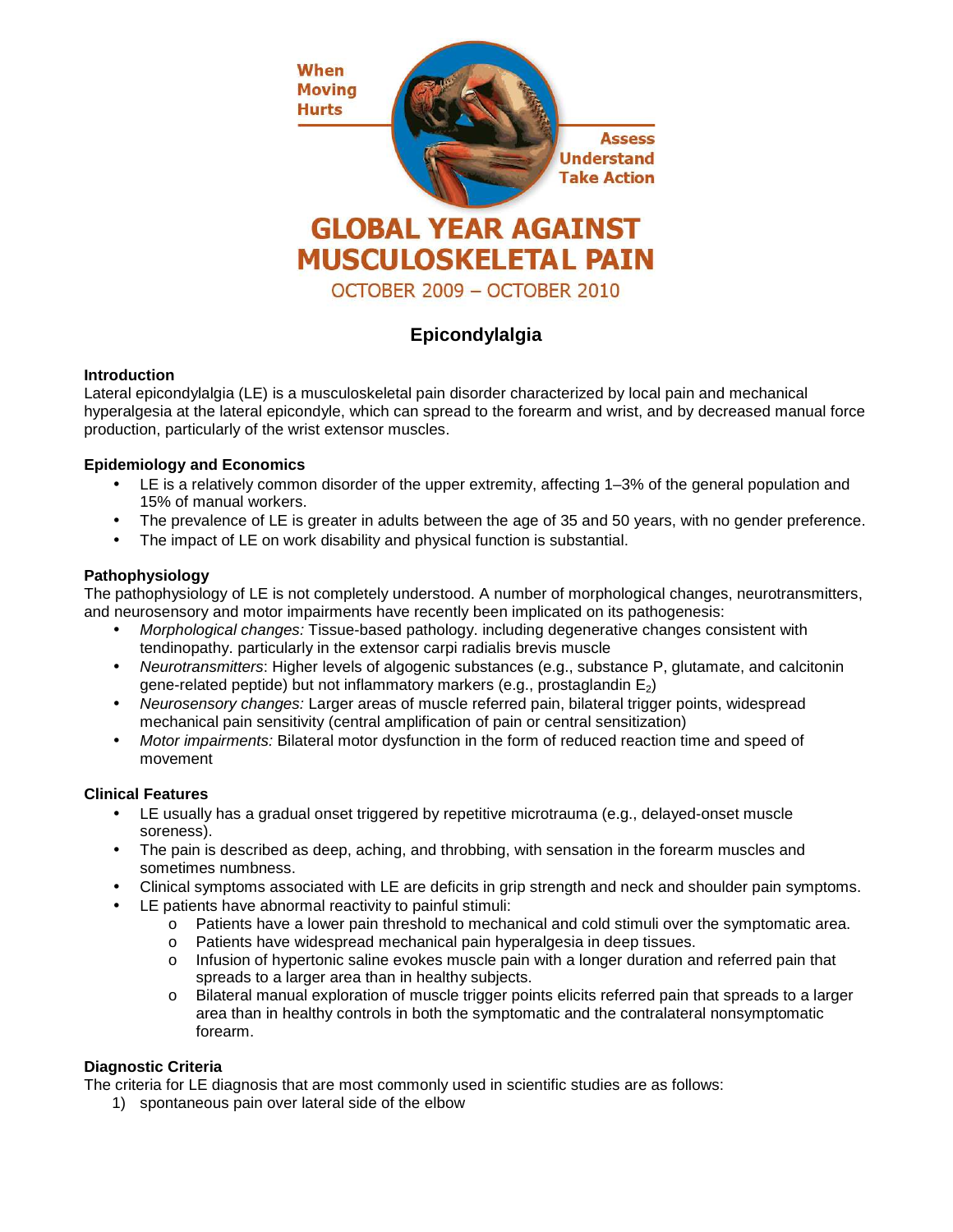When Moving Hurts

Assess Understand Take Action

# GLOBAL YEAR AGAINST MUSCULOSKELETAL PAIN

OCTOBER 2009 – OCTOBER 2010

## Epicondylalgia

### Introduction

Lateral epicondylalgia (LE) is a musculoskeletal pain disorder characterized by local pain and mechanical hyperalgesia at the lateral epicondyle, which can spread to the forearm and wrist, and by decreased manual force production, particularly of the wrist extensor muscles.

### Epidemiology and Economics

- LE is a relatively common disorder of the upper extremity, affecting 1–3% of the general population and 15% of manual workers.
- The prevalence of LE is greater in adults between the age of 35 and 50 years, with no gender preference.
- The impact of LE on work disability and physical function is substantial.

### Pathophysiology

The pathophysiology of LE is not completely understood. A number of morphological changes, neurotransmitters, and neurosensory and motor impairments have recently been implicated on its pathogenesis:

- *Morphological changes:* Tissue-based pathology. including degenerative changes consistent with tendinopathy. particularly in the extensor carpi radialis brevis muscle
- *Neurotransmitters*: Higher levels of algogenic substances (e.g., substance P, glutamate, and calcitonin gene-related peptide) but not inflammatory markers (e.g., prostaglandin $E_2$)
- *Neurosensory changes:* Larger areas of muscle referred pain, bilateral trigger points, widespread mechanical pain sensitivity (central amplification of pain or central sensitization)
- *Motor impairments:* Bilateral motor dysfunction in the form of reduced reaction time and speed of movement

### Clinical Features

- LE usually has a gradual onset triggered by repetitive microtrauma (e.g., delayed-onset muscle soreness).
- The pain is described as deep, aching, and throbbing, with sensation in the forearm muscles and sometimes numbness.
- Clinical symptoms associated with LE are deficits in grip strength and neck and shoulder pain symptoms.
- LE patients have abnormal reactivity to painful stimuli:
  - Patients have a lower pain threshold to mechanical and cold stimuli over the symptomatic area.
  - Patients have widespread mechanical pain hyperalgesia in deep tissues.
  - Infusion of hypertonic saline evokes muscle pain with a longer duration and referred pain that spreads to a larger area than in healthy subjects.
  - Bilateral manual exploration of muscle trigger points elicits referred pain that spreads to a larger area than in healthy controls in both the symptomatic and the contralateral nonsymptomatic forearm.

### Diagnostic Criteria

The criteria for LE diagnosis that are most commonly used in scientific studies are as follows:

1) spontaneous pain over lateral side of the elbow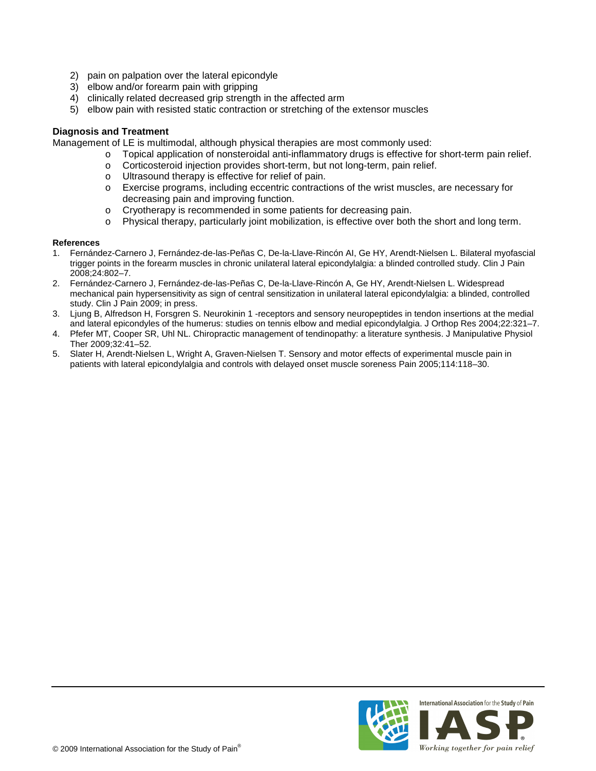2) pain on palpation over the lateral epicondyle
3) elbow and/or forearm pain with gripping
4) clinically related decreased grip strength in the affected arm
5) elbow pain with resisted static contraction or stretching of the extensor muscles

**Diagnosis and Treatment**

Management of LE is multimodal, although physical therapies are most commonly used:

- Topical application of nonsteroidal anti-inflammatory drugs is effective for short-term pain relief.
- Corticosteroid injection provides short-term, but not long-term, pain relief.
- Ultrasound therapy is effective for relief of pain.
- Exercise programs, including eccentric contractions of the wrist muscles, are necessary for decreasing pain and improving function.
- Cryotherapy is recommended in some patients for decreasing pain.
- Physical therapy, particularly joint mobilization, is effective over both the short and long term.

**References**

1. Fernández-Carnero J, Fernández-de-las-Peñas C, De-la-Llave-Rincón AI, Ge HY, Arendt-Nielsen L. Bilateral myofascial trigger points in the forearm muscles in chronic unilateral lateral epicondylalgia: a blinded controlled study. Clin J Pain 2008;24:802–7.
2. Fernández-Carnero J, Fernández-de-las-Peñas C, De-la-Llave-Rincón A, Ge HY, Arendt-Nielsen L. Widespread mechanical pain hypersensitivity as sign of central sensitization in unilateral lateral epicondylalgia: a blinded, controlled study. Clin J Pain 2009; in press.
3. Ljung B, Alfredson H, Forsgren S. Neurokinin 1 -receptors and sensory neuropeptides in tendon insertions at the medial and lateral epicondyles of the humerus: studies on tennis elbow and medial epicondylalgia. J Orthop Res 2004;22:321–7.
4. Pfefer MT, Cooper SR, Uhl NL. Chiropractic management of tendinopathy: a literature synthesis. J Manipulative Physiol Ther 2009;32:41–52.
5. Slater H, Arendt-Nielsen L, Wright A, Graven-Nielsen T. Sensory and motor effects of experimental muscle pain in patients with lateral epicondylalgia and controls with delayed onset muscle soreness Pain 2005;114:118–30.

© 2009 International Association for the Study of Pain®

International Association for the Study of Pain

IASP®

*Working together for pain relief*